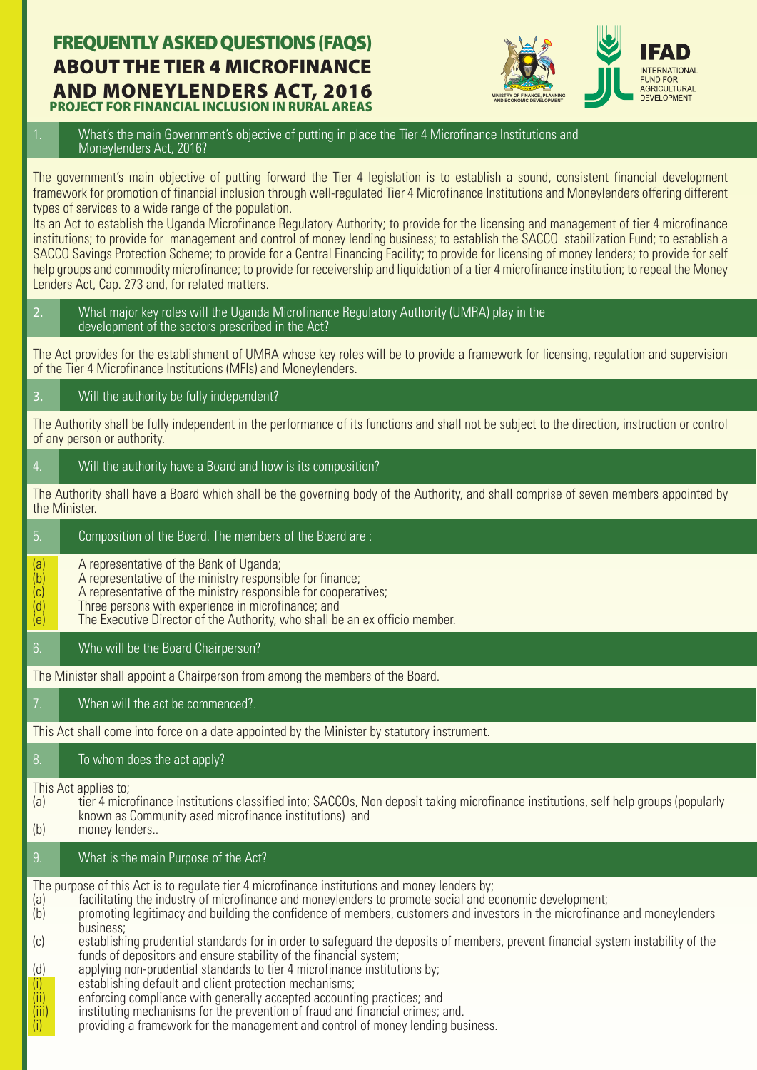# FREQUENTLY ASKED QUESTIONS (FAQS) ABOUT THE TIER 4 MICROFINANCE AND MONEYLENDERS ACT, 2016

## PROJECT FOR FINANCIAL INCLUSION IN RURAL AREAS

MINISTRY OF FINANCE, PLANNING AND ECONOMIC DEVELOPMENT

IFAD INTERNATIONAL FUND FOR AGRICULTURAL DEVELOPMENT

### 1. What's the main Government's objective of putting in place the Tier 4 Microfinance Institutions and Moneylenders Act, 2016?

The government's main objective of putting forward the Tier 4 legislation is to establish a sound, consistent financial development framework for promotion of financial inclusion through well-regulated Tier 4 Microfinance Institutions and Moneylenders offering different types of services to a wide range of the population.

Its an Act to establish the Uganda Microfinance Regulatory Authority; to provide for the licensing and management of tier 4 microfinance institutions; to provide for management and control of money lending business; to establish the SACCO stabilization Fund; to establish a SACCO Savings Protection Scheme; to provide for a Central Financing Facility; to provide for licensing of money lenders; to provide for self help groups and commodity microfinance; to provide for receivership and liquidation of a tier 4 microfinance institution; to repeal the Money Lenders Act, Cap. 273 and, for related matters.

### 2. What major key roles will the Uganda Microfinance Regulatory Authority (UMRA) play in the development of the sectors prescribed in the Act?

The Act provides for the establishment of UMRA whose key roles will be to provide a framework for licensing, regulation and supervision of the Tier 4 Microfinance Institutions (MFIs) and Moneylenders.

### 3. Will the authority be fully independent?

The Authority shall be fully independent in the performance of its functions and shall not be subject to the direction, instruction or control of any person or authority.

### 4. Will the authority have a Board and how is its composition?

The Authority shall have a Board which shall be the governing body of the Authority, and shall comprise of seven members appointed by the Minister.

### 5. Composition of the Board. The members of the Board are :

(a) A representative of the Bank of Uganda;
(b) A representative of the ministry responsible for finance;
(c) A representative of the ministry responsible for cooperatives;
(d) Three persons with experience in microfinance; and
(e) The Executive Director of the Authority, who shall be an ex officio member.

### 6. Who will be the Board Chairperson?

The Minister shall appoint a Chairperson from among the members of the Board.

### 7. When will the act be commenced?.

This Act shall come into force on a date appointed by the Minister by statutory instrument.

### 8. To whom does the act apply?

This Act applies to;

(a) tier 4 microfinance institutions classified into; SACCOs, Non deposit taking microfinance institutions, self help groups (popularly known as Community ased microfinance institutions) and
(b) money lenders..

### 9. What is the main Purpose of the Act?

The purpose of this Act is to regulate tier 4 microfinance institutions and money lenders by;

(a) facilitating the industry of microfinance and moneylenders to promote social and economic development;
(b) promoting legitimacy and building the confidence of members, customers and investors in the microfinance and moneylenders business;
(c) establishing prudential standards for in order to safeguard the deposits of members, prevent financial system instability of the funds of depositors and ensure stability of the financial system;
(d) applying non-prudential standards to tier 4 microfinance institutions by;
  (i) establishing default and client protection mechanisms;
  (ii) enforcing compliance with generally accepted accounting practices; and
  (iii) instituting mechanisms for the prevention of fraud and financial crimes; and.
(i) providing a framework for the management and control of money lending business.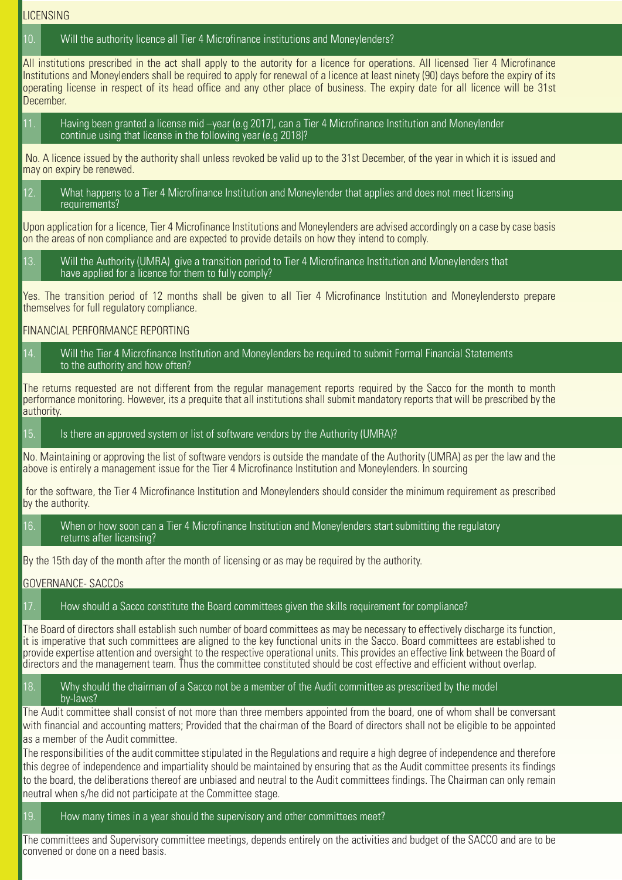## LICENSING

### 10. Will the authority licence all Tier 4 Microfinance institutions and Moneylenders?

All institutions prescribed in the act shall apply to the autority for a licence for operations. All licensed Tier 4 Microfinance Institutions and Moneylenders shall be required to apply for renewal of a licence at least ninety (90) days before the expiry of its operating license in respect of its head office and any other place of business. The expiry date for all licence will be 31st December.

### 11. Having been granted a license mid –year (e.g 2017), can a Tier 4 Microfinance Institution and Moneylender continue using that license in the following year (e.g 2018)?

No. A licence issued by the authority shall unless revoked be valid up to the 31st December, of the year in which it is issued and may on expiry be renewed.

### 12. What happens to a Tier 4 Microfinance Institution and Moneylender that applies and does not meet licensing requirements?

Upon application for a licence, Tier 4 Microfinance Institutions and Moneylenders are advised accordingly on a case by case basis on the areas of non compliance and are expected to provide details on how they intend to comply.

### 13. Will the Authority (UMRA) give a transition period to Tier 4 Microfinance Institution and Moneylenders that have applied for a licence for them to fully comply?

Yes. The transition period of 12 months shall be given to all Tier 4 Microfinance Institution and Moneylendersto prepare themselves for full regulatory compliance.

## FINANCIAL PERFORMANCE REPORTING

### 14. Will the Tier 4 Microfinance Institution and Moneylenders be required to submit Formal Financial Statements to the authority and how often?

The returns requested are not different from the regular management reports required by the Sacco for the month to month performance monitoring. However, its a prequite that all institutions shall submit mandatory reports that will be prescribed by the authority.

### 15. Is there an approved system or list of software vendors by the Authority (UMRA)?

No. Maintaining or approving the list of software vendors is outside the mandate of the Authority (UMRA) as per the law and the above is entirely a management issue for the Tier 4 Microfinance Institution and Moneylenders. In sourcing

for the software, the Tier 4 Microfinance Institution and Moneylenders should consider the minimum requirement as prescribed by the authority.

### 16. When or how soon can a Tier 4 Microfinance Institution and Moneylenders start submitting the regulatory returns after licensing?

By the 15th day of the month after the month of licensing or as may be required by the authority.

## GOVERNANCE- SACCOs

### 17. How should a Sacco constitute the Board committees given the skills requirement for compliance?

The Board of directors shall establish such number of board committees as may be necessary to effectively discharge its function, it is imperative that such committees are aligned to the key functional units in the Sacco. Board committees are established to provide expertise attention and oversight to the respective operational units. This provides an effective link between the Board of directors and the management team. Thus the committee constituted should be cost effective and efficient without overlap.

### 18. Why should the chairman of a Sacco not be a member of the Audit committee as prescribed by the model by-laws?

The Audit committee shall consist of not more than three members appointed from the board, one of whom shall be conversant with financial and accounting matters; Provided that the chairman of the Board of directors shall not be eligible to be appointed as a member of the Audit committee.

The responsibilities of the audit committee stipulated in the Regulations and require a high degree of independence and therefore this degree of independence and impartiality should be maintained by ensuring that as the Audit committee presents its findings to the board, the deliberations thereof are unbiased and neutral to the Audit committees findings. The Chairman can only remain neutral when s/he did not participate at the Committee stage.

### 19. How many times in a year should the supervisory and other committees meet?

The committees and Supervisory committee meetings, depends entirely on the activities and budget of the SACCO and are to be convened or done on a need basis.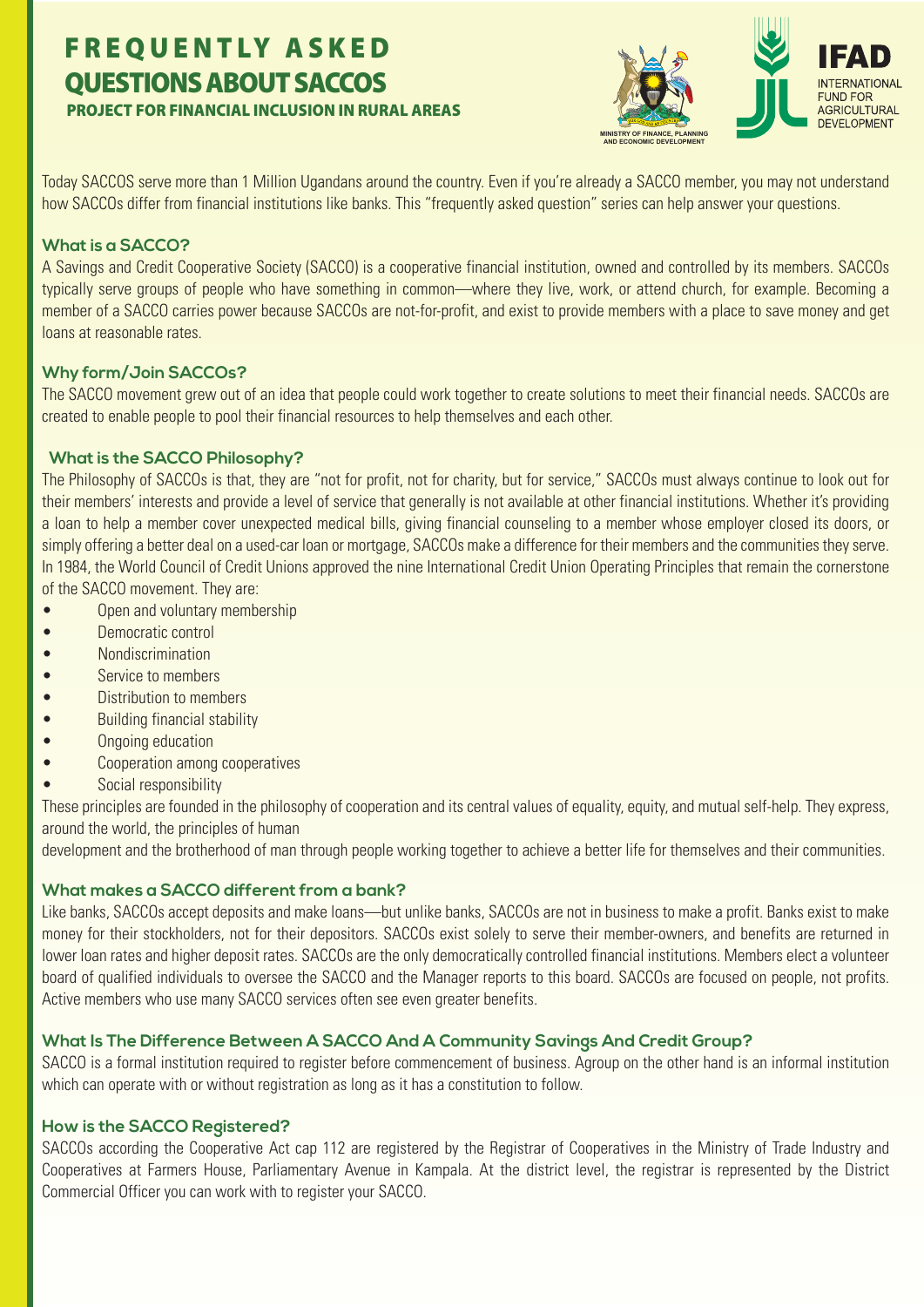# FREQUENTLY ASKED QUESTIONS ABOUT SACCOS

**PROJECT FOR FINANCIAL INCLUSION IN RURAL AREAS**

MINISTRY OF FINANCE, PLANNING AND ECONOMIC DEVELOPMENT

IFAD INTERNATIONAL FUND FOR AGRICULTURAL DEVELOPMENT

Today SACCOS serve more than 1 Million Ugandans around the country. Even if you're already a SACCO member, you may not understand how SACCOs differ from financial institutions like banks. This "frequently asked question" series can help answer your questions.

### What is a SACCO?

A Savings and Credit Cooperative Society (SACCO) is a cooperative financial institution, owned and controlled by its members. SACCOs typically serve groups of people who have something in common—where they live, work, or attend church, for example. Becoming a member of a SACCO carries power because SACCOs are not-for-profit, and exist to provide members with a place to save money and get loans at reasonable rates.

### Why form/Join SACCOs?

The SACCO movement grew out of an idea that people could work together to create solutions to meet their financial needs. SACCOs are created to enable people to pool their financial resources to help themselves and each other.

### What is the SACCO Philosophy?

The Philosophy of SACCOs is that, they are "not for profit, not for charity, but for service," SACCOs must always continue to look out for their members' interests and provide a level of service that generally is not available at other financial institutions. Whether it's providing a loan to help a member cover unexpected medical bills, giving financial counseling to a member whose employer closed its doors, or simply offering a better deal on a used-car loan or mortgage, SACCOs make a difference for their members and the communities they serve. In 1984, the World Council of Credit Unions approved the nine International Credit Union Operating Principles that remain the cornerstone of the SACCO movement. They are:

- Open and voluntary membership
- Democratic control
- Nondiscrimination
- Service to members
- Distribution to members
- Building financial stability
- Ongoing education
- Cooperation among cooperatives
- Social responsibility

These principles are founded in the philosophy of cooperation and its central values of equality, equity, and mutual self-help. They express, around the world, the principles of human development and the brotherhood of man through people working together to achieve a better life for themselves and their communities.

### What makes a SACCO different from a bank?

Like banks, SACCOs accept deposits and make loans—but unlike banks, SACCOs are not in business to make a profit. Banks exist to make money for their stockholders, not for their depositors. SACCOs exist solely to serve their member-owners, and benefits are returned in lower loan rates and higher deposit rates. SACCOs are the only democratically controlled financial institutions. Members elect a volunteer board of qualified individuals to oversee the SACCO and the Manager reports to this board. SACCOs are focused on people, not profits. Active members who use many SACCO services often see even greater benefits.

### What Is The Difference Between A SACCO And A Community Savings And Credit Group?

SACCO is a formal institution required to register before commencement of business. Agroup on the other hand is an informal institution which can operate with or without registration as long as it has a constitution to follow.

### How is the SACCO Registered?

SACCOs according the Cooperative Act cap 112 are registered by the Registrar of Cooperatives in the Ministry of Trade Industry and Cooperatives at Farmers House, Parliamentary Avenue in Kampala. At the district level, the registrar is represented by the District Commercial Officer you can work with to register your SACCO.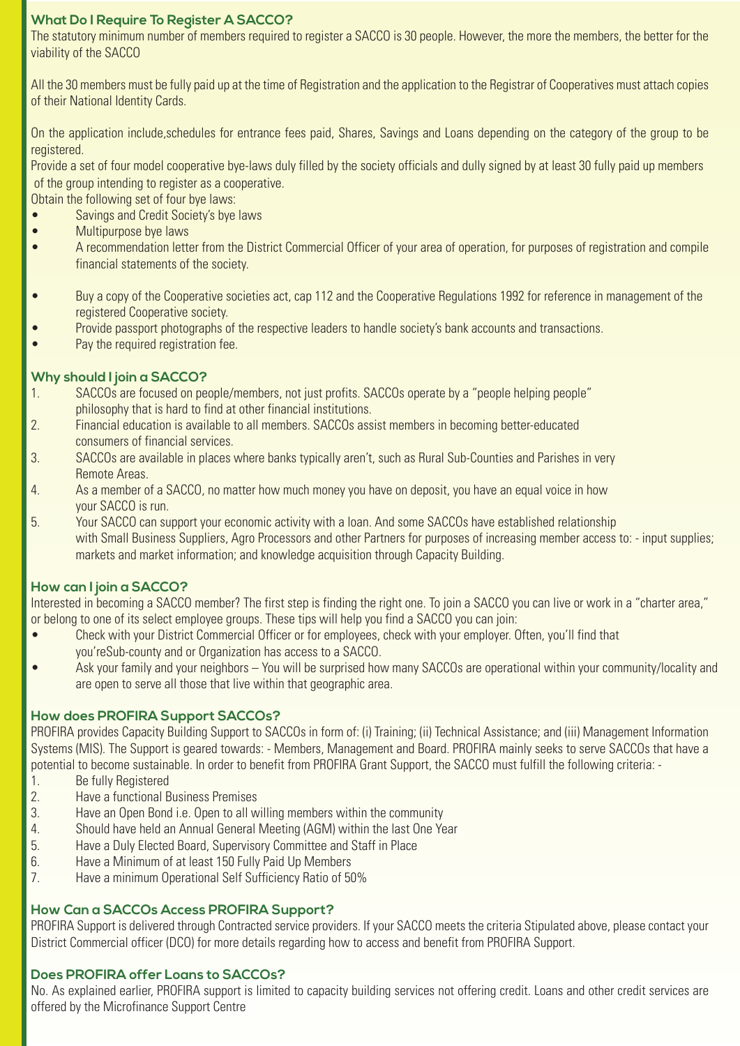## What Do I Require To Register A SACCO?

The statutory minimum number of members required to register a SACCO is 30 people. However, the more the members, the better for the viability of the SACCO

All the 30 members must be fully paid up at the time of Registration and the application to the Registrar of Cooperatives must attach copies of their National Identity Cards.

On the application include,schedules for entrance fees paid, Shares, Savings and Loans depending on the category of the group to be registered.

Provide a set of four model cooperative bye-laws duly filled by the society officials and dully signed by at least 30 fully paid up members of the group intending to register as a cooperative.

Obtain the following set of four bye laws:

- Savings and Credit Society's bye laws
- Multipurpose bye laws
- A recommendation letter from the District Commercial Officer of your area of operation, for purposes of registration and compile financial statements of the society.
- Buy a copy of the Cooperative societies act, cap 112 and the Cooperative Regulations 1992 for reference in management of the registered Cooperative society.
- Provide passport photographs of the respective leaders to handle society's bank accounts and transactions.
- Pay the required registration fee.

## Why should I join a SACCO?

1. SACCOs are focused on people/members, not just profits. SACCOs operate by a "people helping people" philosophy that is hard to find at other financial institutions.
2. Financial education is available to all members. SACCOs assist members in becoming better-educated consumers of financial services.
3. SACCOs are available in places where banks typically aren't, such as Rural Sub-Counties and Parishes in very Remote Areas.
4. As a member of a SACCO, no matter how much money you have on deposit, you have an equal voice in how your SACCO is run.
5. Your SACCO can support your economic activity with a loan. And some SACCOs have established relationship with Small Business Suppliers, Agro Processors and other Partners for purposes of increasing member access to: - input supplies; markets and market information; and knowledge acquisition through Capacity Building.

## How can I join a SACCO?

Interested in becoming a SACCO member? The first step is finding the right one. To join a SACCO you can live or work in a "charter area," or belong to one of its select employee groups. These tips will help you find a SACCO you can join:

- Check with your District Commercial Officer or for employees, check with your employer. Often, you'll find that you'reSub-county and or Organization has access to a SACCO.
- Ask your family and your neighbors – You will be surprised how many SACCOs are operational within your community/locality and are open to serve all those that live within that geographic area.

## How does PROFIRA Support SACCOs?

PROFIRA provides Capacity Building Support to SACCOs in form of: (i) Training; (ii) Technical Assistance; and (iii) Management Information Systems (MIS). The Support is geared towards: - Members, Management and Board. PROFIRA mainly seeks to serve SACCOs that have a potential to become sustainable. In order to benefit from PROFIRA Grant Support, the SACCO must fulfill the following criteria: -

1. Be fully Registered
2. Have a functional Business Premises
3. Have an Open Bond i.e. Open to all willing members within the community
4. Should have held an Annual General Meeting (AGM) within the last One Year
5. Have a Duly Elected Board, Supervisory Committee and Staff in Place
6. Have a Minimum of at least 150 Fully Paid Up Members
7. Have a minimum Operational Self Sufficiency Ratio of 50%

## How Can a SACCOs Access PROFIRA Support?

PROFIRA Support is delivered through Contracted service providers. If your SACCO meets the criteria Stipulated above, please contact your District Commercial officer (DCO) for more details regarding how to access and benefit from PROFIRA Support.

## Does PROFIRA offer Loans to SACCOs?

No. As explained earlier, PROFIRA support is limited to capacity building services not offering credit. Loans and other credit services are offered by the Microfinance Support Centre